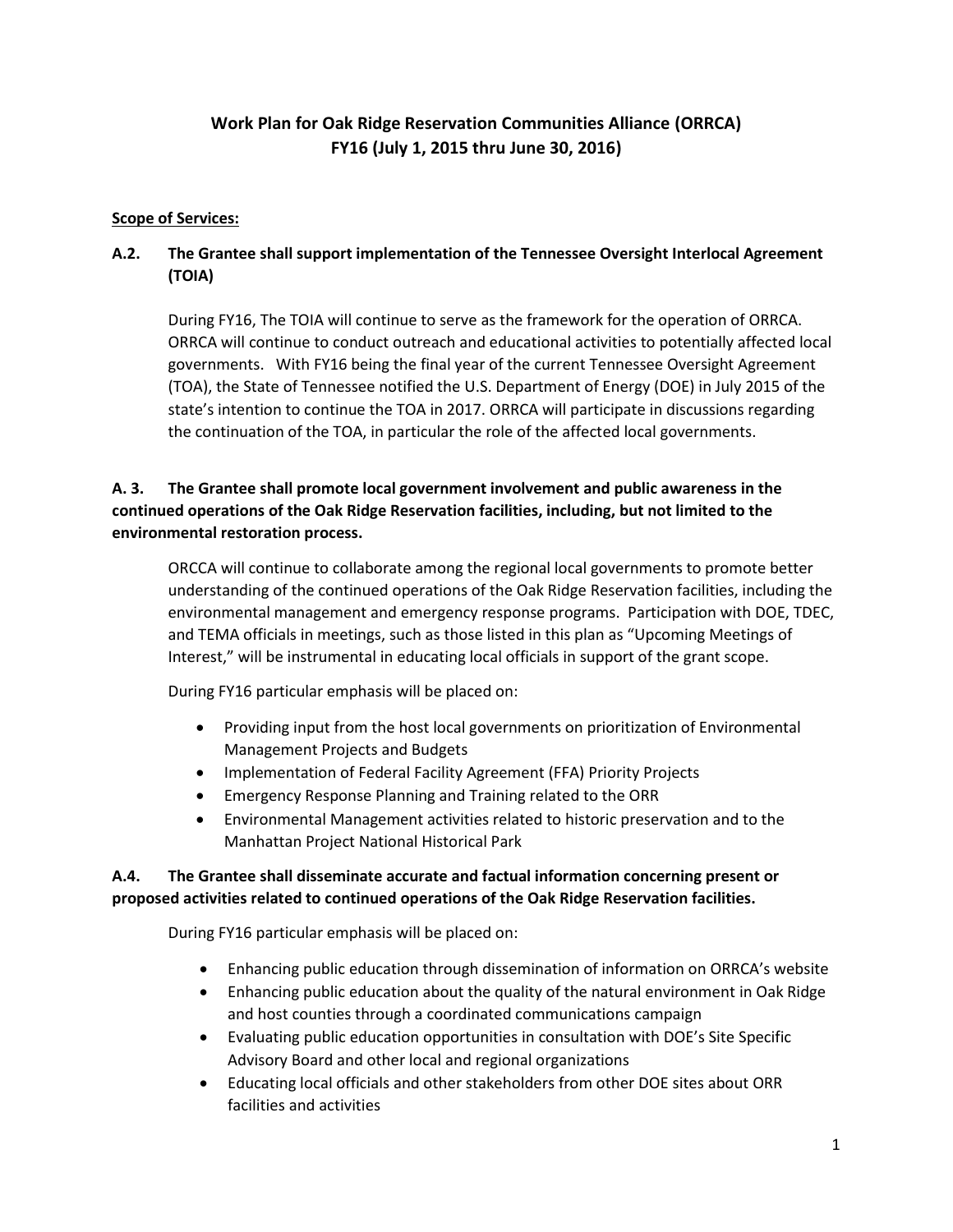# Work Plan for Oak Ridge Reservation Communities Alliance (ORRCA)
# FY16 (July 1, 2015 thru June 30, 2016)

**Scope of Services:**

## A.2. The Grantee shall support implementation of the Tennessee Oversight Interlocal Agreement (TOIA)

During FY16, The TOIA will continue to serve as the framework for the operation of ORRCA. ORRCA will continue to conduct outreach and educational activities to potentially affected local governments. With FY16 being the final year of the current Tennessee Oversight Agreement (TOA), the State of Tennessee notified the U.S. Department of Energy (DOE) in July 2015 of the state's intention to continue the TOA in 2017. ORRCA will participate in discussions regarding the continuation of the TOA, in particular the role of the affected local governments.

## A. 3. The Grantee shall promote local government involvement and public awareness in the continued operations of the Oak Ridge Reservation facilities, including, but not limited to the environmental restoration process.

ORCCA will continue to collaborate among the regional local governments to promote better understanding of the continued operations of the Oak Ridge Reservation facilities, including the environmental management and emergency response programs. Participation with DOE, TDEC, and TEMA officials in meetings, such as those listed in this plan as "Upcoming Meetings of Interest," will be instrumental in educating local officials in support of the grant scope.

During FY16 particular emphasis will be placed on:

- Providing input from the host local governments on prioritization of Environmental Management Projects and Budgets
- Implementation of Federal Facility Agreement (FFA) Priority Projects
- Emergency Response Planning and Training related to the ORR
- Environmental Management activities related to historic preservation and to the Manhattan Project National Historical Park

## A.4. The Grantee shall disseminate accurate and factual information concerning present or proposed activities related to continued operations of the Oak Ridge Reservation facilities.

During FY16 particular emphasis will be placed on:

- Enhancing public education through dissemination of information on ORRCA's website
- Enhancing public education about the quality of the natural environment in Oak Ridge and host counties through a coordinated communications campaign
- Evaluating public education opportunities in consultation with DOE's Site Specific Advisory Board and other local and regional organizations
- Educating local officials and other stakeholders from other DOE sites about ORR facilities and activities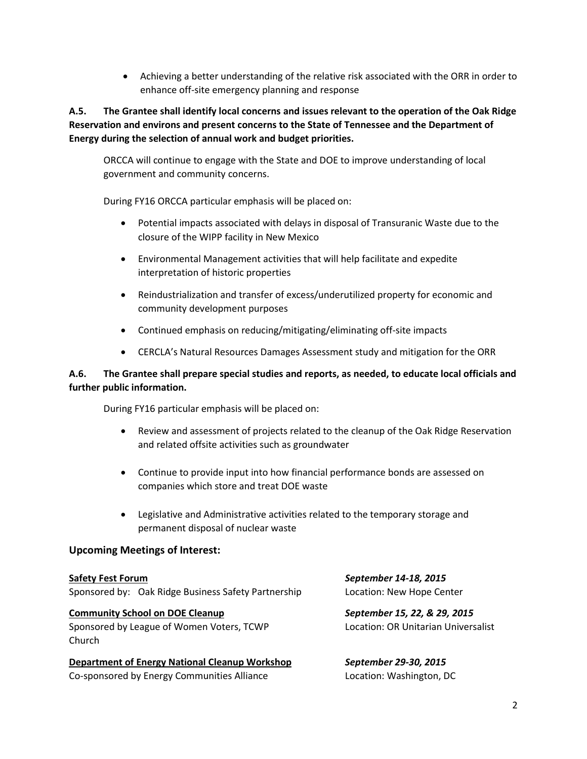- Achieving a better understanding of the relative risk associated with the ORR in order to enhance off-site emergency planning and response

**A.5. The Grantee shall identify local concerns and issues relevant to the operation of the Oak Ridge Reservation and environs and present concerns to the State of Tennessee and the Department of Energy during the selection of annual work and budget priorities.**

ORCCA will continue to engage with the State and DOE to improve understanding of local government and community concerns.

During FY16 ORCCA particular emphasis will be placed on:

- Potential impacts associated with delays in disposal of Transuranic Waste due to the closure of the WIPP facility in New Mexico
- Environmental Management activities that will help facilitate and expedite interpretation of historic properties
- Reindustrialization and transfer of excess/underutilized property for economic and community development purposes
- Continued emphasis on reducing/mitigating/eliminating off-site impacts
- CERCLA's Natural Resources Damages Assessment study and mitigation for the ORR

**A.6. The Grantee shall prepare special studies and reports, as needed, to educate local officials and further public information.**

During FY16 particular emphasis will be placed on:

- Review and assessment of projects related to the cleanup of the Oak Ridge Reservation and related offsite activities such as groundwater
- Continue to provide input into how financial performance bonds are assessed on companies which store and treat DOE waste
- Legislative and Administrative activities related to the temporary storage and permanent disposal of nuclear waste

## Upcoming Meetings of Interest:

**Safety Fest Forum** — ***September 14-18, 2015***
Sponsored by: Oak Ridge Business Safety Partnership
Location: New Hope Center

**Community School on DOE Cleanup** — ***September 15, 22, & 29, 2015***
Sponsored by League of Women Voters, TCWP
Location: OR Unitarian Universalist Church

**Department of Energy National Cleanup Workshop** — ***September 29-30, 2015***
Co-sponsored by Energy Communities Alliance
Location: Washington, DC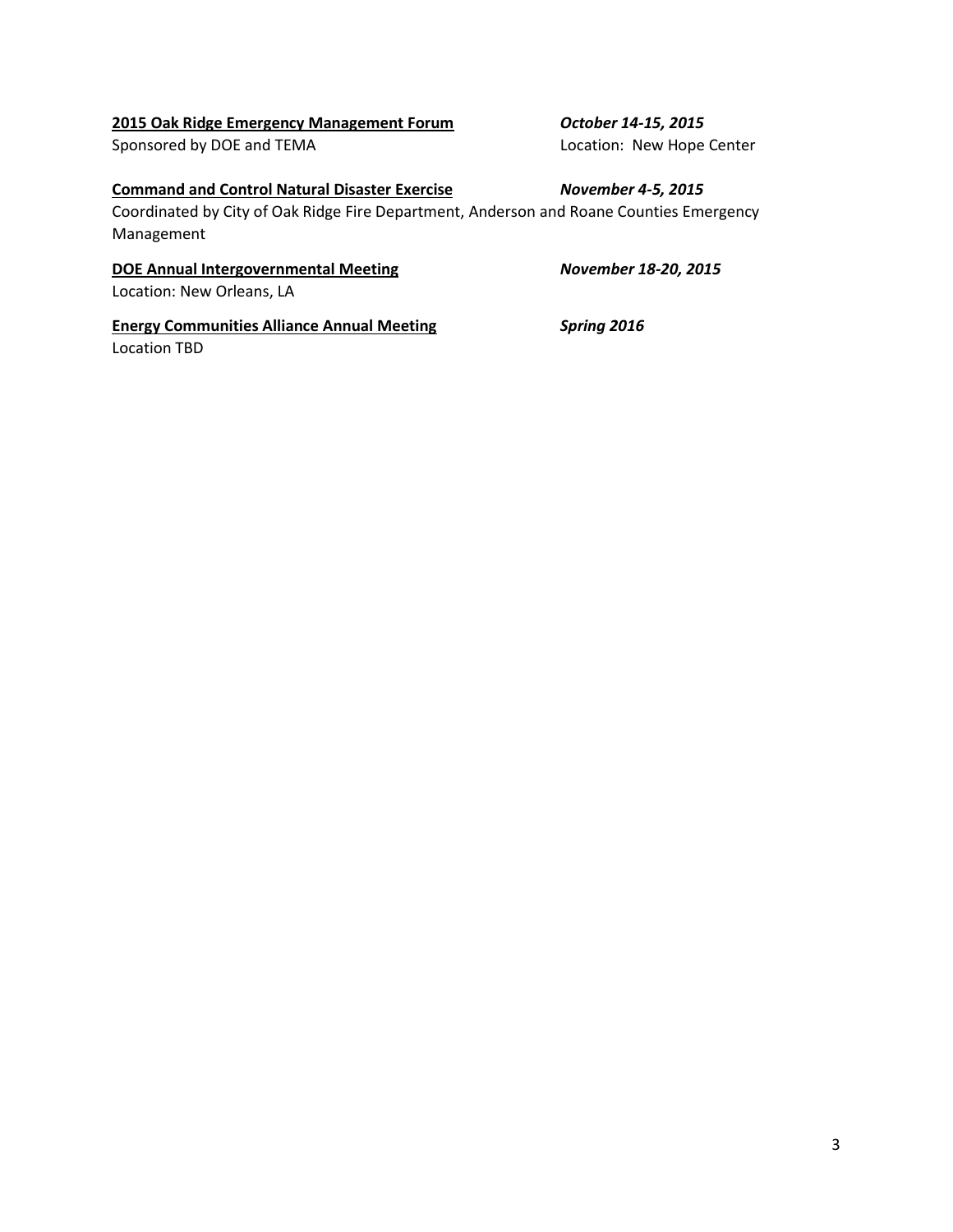**<u>2015 Oak Ridge Emergency Management Forum</u>** *October 14-15, 2015*
Sponsored by DOE and TEMA Location: New Hope Center

**<u>Command and Control Natural Disaster Exercise</u>** *November 4-5, 2015*
Coordinated by City of Oak Ridge Fire Department, Anderson and Roane Counties Emergency Management

**<u>DOE Annual Intergovernmental Meeting</u>** *November 18-20, 2015*
Location: New Orleans, LA

**<u>Energy Communities Alliance Annual Meeting</u>** *Spring 2016*
Location TBD